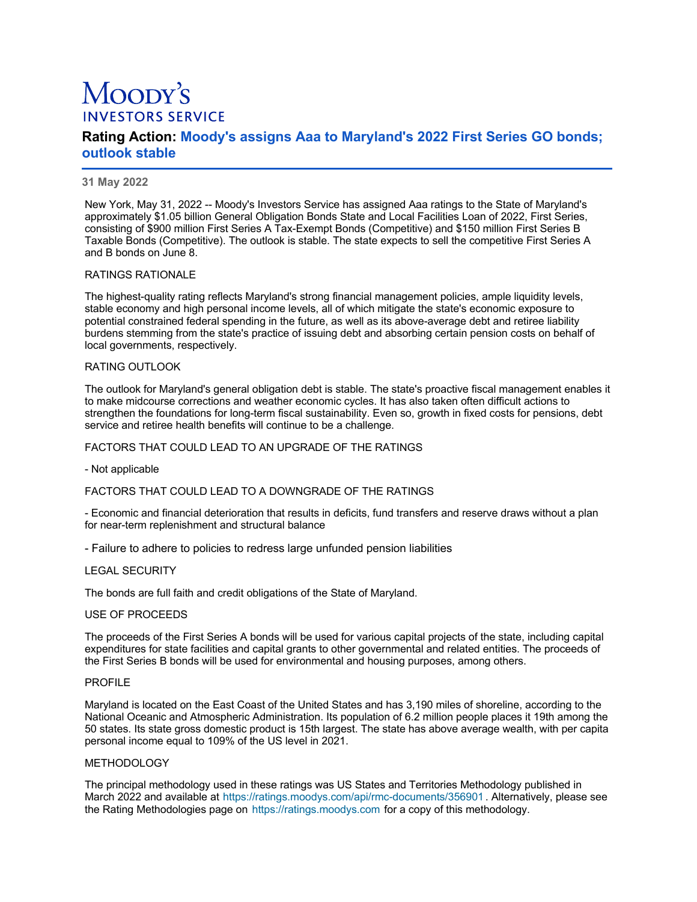# Moody's
## INVESTORS SERVICE

## Rating Action: Moody's assigns Aaa to Maryland's 2022 First Series GO bonds; outlook stable

**31 May 2022**

New York, May 31, 2022 -- Moody's Investors Service has assigned Aaa ratings to the State of Maryland's approximately $1.05 billion General Obligation Bonds State and Local Facilities Loan of 2022, First Series, consisting of $900 million First Series A Tax-Exempt Bonds (Competitive) and $150 million First Series B Taxable Bonds (Competitive). The outlook is stable. The state expects to sell the competitive First Series A and B bonds on June 8.

RATINGS RATIONALE

The highest-quality rating reflects Maryland's strong financial management policies, ample liquidity levels, stable economy and high personal income levels, all of which mitigate the state's economic exposure to potential constrained federal spending in the future, as well as its above-average debt and retiree liability burdens stemming from the state's practice of issuing debt and absorbing certain pension costs on behalf of local governments, respectively.

RATING OUTLOOK

The outlook for Maryland's general obligation debt is stable. The state's proactive fiscal management enables it to make midcourse corrections and weather economic cycles. It has also taken often difficult actions to strengthen the foundations for long-term fiscal sustainability. Even so, growth in fixed costs for pensions, debt service and retiree health benefits will continue to be a challenge.

FACTORS THAT COULD LEAD TO AN UPGRADE OF THE RATINGS

- Not applicable

FACTORS THAT COULD LEAD TO A DOWNGRADE OF THE RATINGS

- Economic and financial deterioration that results in deficits, fund transfers and reserve draws without a plan for near-term replenishment and structural balance

- Failure to adhere to policies to redress large unfunded pension liabilities

LEGAL SECURITY

The bonds are full faith and credit obligations of the State of Maryland.

USE OF PROCEEDS

The proceeds of the First Series A bonds will be used for various capital projects of the state, including capital expenditures for state facilities and capital grants to other governmental and related entities. The proceeds of the First Series B bonds will be used for environmental and housing purposes, among others.

PROFILE

Maryland is located on the East Coast of the United States and has 3,190 miles of shoreline, according to the National Oceanic and Atmospheric Administration. Its population of 6.2 million people places it 19th among the 50 states. Its state gross domestic product is 15th largest. The state has above average wealth, with per capita personal income equal to 109% of the US level in 2021.

METHODOLOGY

The principal methodology used in these ratings was US States and Territories Methodology published in March 2022 and available at https://ratings.moodys.com/api/rmc-documents/356901 . Alternatively, please see the Rating Methodologies page on https://ratings.moodys.com for a copy of this methodology.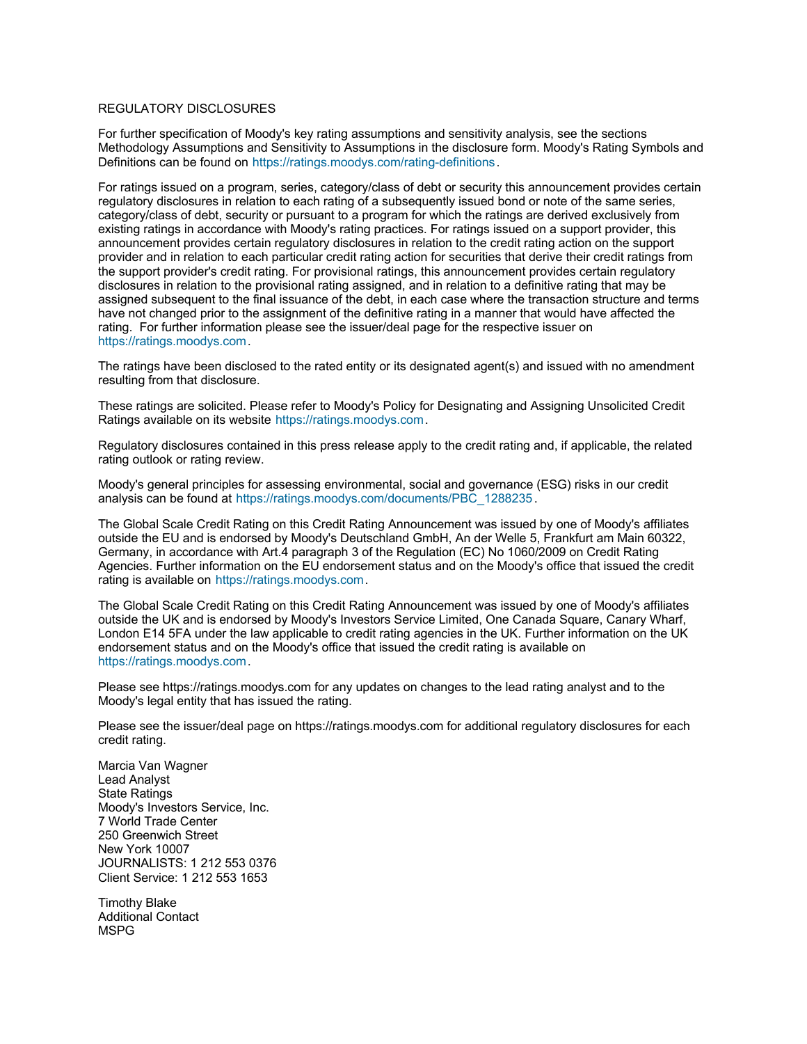REGULATORY DISCLOSURES

For further specification of Moody's key rating assumptions and sensitivity analysis, see the sections Methodology Assumptions and Sensitivity to Assumptions in the disclosure form. Moody's Rating Symbols and Definitions can be found on https://ratings.moodys.com/rating-definitions.

For ratings issued on a program, series, category/class of debt or security this announcement provides certain regulatory disclosures in relation to each rating of a subsequently issued bond or note of the same series, category/class of debt, security or pursuant to a program for which the ratings are derived exclusively from existing ratings in accordance with Moody's rating practices. For ratings issued on a support provider, this announcement provides certain regulatory disclosures in relation to the credit rating action on the support provider and in relation to each particular credit rating action for securities that derive their credit ratings from the support provider's credit rating. For provisional ratings, this announcement provides certain regulatory disclosures in relation to the provisional rating assigned, and in relation to a definitive rating that may be assigned subsequent to the final issuance of the debt, in each case where the transaction structure and terms have not changed prior to the assignment of the definitive rating in a manner that would have affected the rating. For further information please see the issuer/deal page for the respective issuer on https://ratings.moodys.com.

The ratings have been disclosed to the rated entity or its designated agent(s) and issued with no amendment resulting from that disclosure.

These ratings are solicited. Please refer to Moody's Policy for Designating and Assigning Unsolicited Credit Ratings available on its website https://ratings.moodys.com.

Regulatory disclosures contained in this press release apply to the credit rating and, if applicable, the related rating outlook or rating review.

Moody's general principles for assessing environmental, social and governance (ESG) risks in our credit analysis can be found at https://ratings.moodys.com/documents/PBC_1288235.

The Global Scale Credit Rating on this Credit Rating Announcement was issued by one of Moody's affiliates outside the EU and is endorsed by Moody's Deutschland GmbH, An der Welle 5, Frankfurt am Main 60322, Germany, in accordance with Art.4 paragraph 3 of the Regulation (EC) No 1060/2009 on Credit Rating Agencies. Further information on the EU endorsement status and on the Moody's office that issued the credit rating is available on https://ratings.moodys.com.

The Global Scale Credit Rating on this Credit Rating Announcement was issued by one of Moody's affiliates outside the UK and is endorsed by Moody's Investors Service Limited, One Canada Square, Canary Wharf, London E14 5FA under the law applicable to credit rating agencies in the UK. Further information on the UK endorsement status and on the Moody's office that issued the credit rating is available on https://ratings.moodys.com.

Please see https://ratings.moodys.com for any updates on changes to the lead rating analyst and to the Moody's legal entity that has issued the rating.

Please see the issuer/deal page on https://ratings.moodys.com for additional regulatory disclosures for each credit rating.

Marcia Van Wagner
Lead Analyst
State Ratings
Moody's Investors Service, Inc.
7 World Trade Center
250 Greenwich Street
New York 10007
JOURNALISTS: 1 212 553 0376
Client Service: 1 212 553 1653

Timothy Blake
Additional Contact
MSPG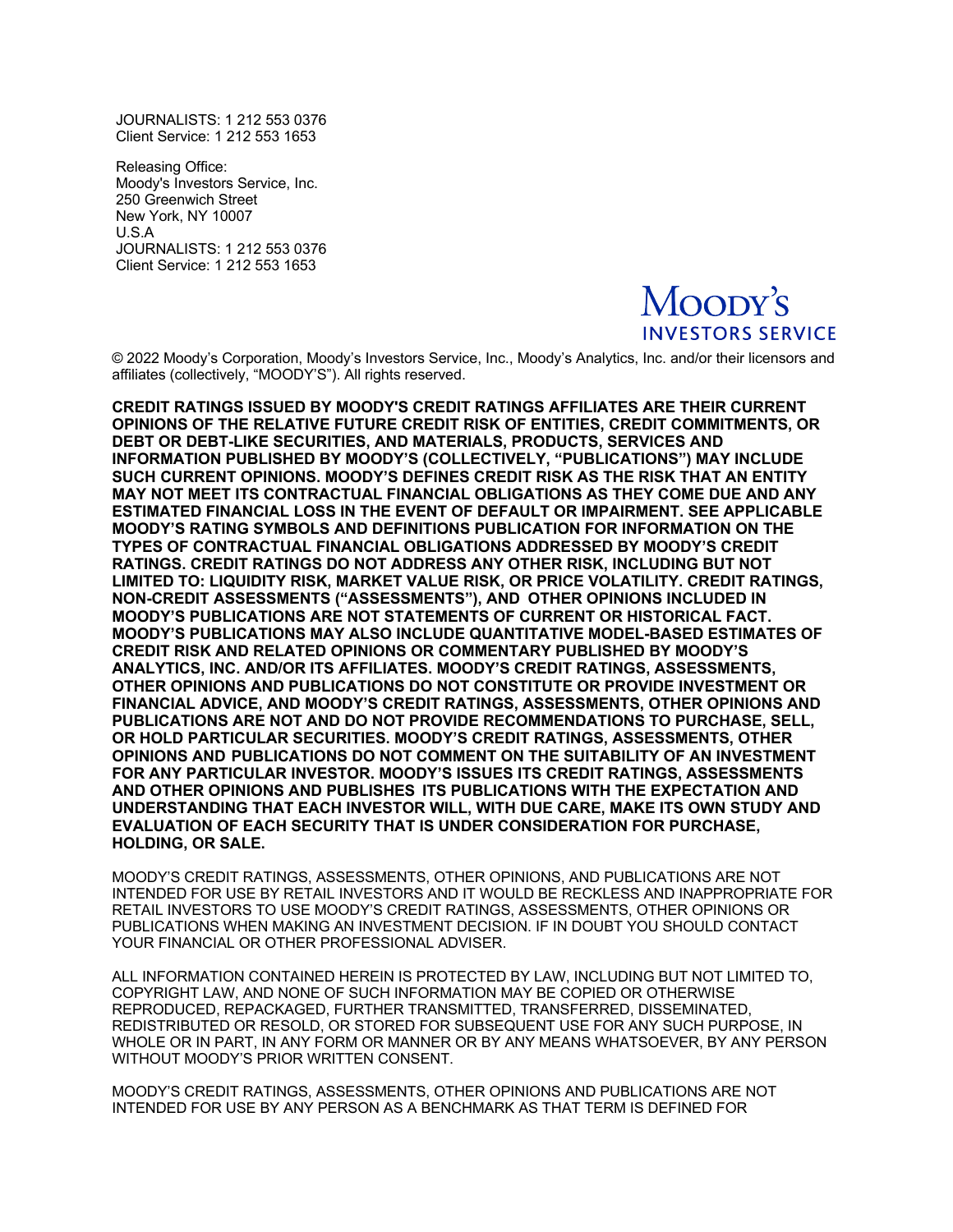JOURNALISTS: 1 212 553 0376
Client Service: 1 212 553 1653

Releasing Office:
Moody's Investors Service, Inc.
250 Greenwich Street
New York, NY 10007
U.S.A
JOURNALISTS: 1 212 553 0376
Client Service: 1 212 553 1653

Moody's
INVESTORS SERVICE

© 2022 Moody's Corporation, Moody's Investors Service, Inc., Moody's Analytics, Inc. and/or their licensors and affiliates (collectively, "MOODY'S"). All rights reserved.

**CREDIT RATINGS ISSUED BY MOODY'S CREDIT RATINGS AFFILIATES ARE THEIR CURRENT OPINIONS OF THE RELATIVE FUTURE CREDIT RISK OF ENTITIES, CREDIT COMMITMENTS, OR DEBT OR DEBT-LIKE SECURITIES, AND MATERIALS, PRODUCTS, SERVICES AND INFORMATION PUBLISHED BY MOODY'S (COLLECTIVELY, "PUBLICATIONS") MAY INCLUDE SUCH CURRENT OPINIONS. MOODY'S DEFINES CREDIT RISK AS THE RISK THAT AN ENTITY MAY NOT MEET ITS CONTRACTUAL FINANCIAL OBLIGATIONS AS THEY COME DUE AND ANY ESTIMATED FINANCIAL LOSS IN THE EVENT OF DEFAULT OR IMPAIRMENT. SEE APPLICABLE MOODY'S RATING SYMBOLS AND DEFINITIONS PUBLICATION FOR INFORMATION ON THE TYPES OF CONTRACTUAL FINANCIAL OBLIGATIONS ADDRESSED BY MOODY'S CREDIT RATINGS. CREDIT RATINGS DO NOT ADDRESS ANY OTHER RISK, INCLUDING BUT NOT LIMITED TO: LIQUIDITY RISK, MARKET VALUE RISK, OR PRICE VOLATILITY. CREDIT RATINGS, NON-CREDIT ASSESSMENTS ("ASSESSMENTS"), AND OTHER OPINIONS INCLUDED IN MOODY'S PUBLICATIONS ARE NOT STATEMENTS OF CURRENT OR HISTORICAL FACT. MOODY'S PUBLICATIONS MAY ALSO INCLUDE QUANTITATIVE MODEL-BASED ESTIMATES OF CREDIT RISK AND RELATED OPINIONS OR COMMENTARY PUBLISHED BY MOODY'S ANALYTICS, INC. AND/OR ITS AFFILIATES. MOODY'S CREDIT RATINGS, ASSESSMENTS, OTHER OPINIONS AND PUBLICATIONS DO NOT CONSTITUTE OR PROVIDE INVESTMENT OR FINANCIAL ADVICE, AND MOODY'S CREDIT RATINGS, ASSESSMENTS, OTHER OPINIONS AND PUBLICATIONS ARE NOT AND DO NOT PROVIDE RECOMMENDATIONS TO PURCHASE, SELL, OR HOLD PARTICULAR SECURITIES. MOODY'S CREDIT RATINGS, ASSESSMENTS, OTHER OPINIONS AND PUBLICATIONS DO NOT COMMENT ON THE SUITABILITY OF AN INVESTMENT FOR ANY PARTICULAR INVESTOR. MOODY'S ISSUES ITS CREDIT RATINGS, ASSESSMENTS AND OTHER OPINIONS AND PUBLISHES ITS PUBLICATIONS WITH THE EXPECTATION AND UNDERSTANDING THAT EACH INVESTOR WILL, WITH DUE CARE, MAKE ITS OWN STUDY AND EVALUATION OF EACH SECURITY THAT IS UNDER CONSIDERATION FOR PURCHASE, HOLDING, OR SALE.**

MOODY'S CREDIT RATINGS, ASSESSMENTS, OTHER OPINIONS, AND PUBLICATIONS ARE NOT INTENDED FOR USE BY RETAIL INVESTORS AND IT WOULD BE RECKLESS AND INAPPROPRIATE FOR RETAIL INVESTORS TO USE MOODY'S CREDIT RATINGS, ASSESSMENTS, OTHER OPINIONS OR PUBLICATIONS WHEN MAKING AN INVESTMENT DECISION. IF IN DOUBT YOU SHOULD CONTACT YOUR FINANCIAL OR OTHER PROFESSIONAL ADVISER.

ALL INFORMATION CONTAINED HEREIN IS PROTECTED BY LAW, INCLUDING BUT NOT LIMITED TO, COPYRIGHT LAW, AND NONE OF SUCH INFORMATION MAY BE COPIED OR OTHERWISE REPRODUCED, REPACKAGED, FURTHER TRANSMITTED, TRANSFERRED, DISSEMINATED, REDISTRIBUTED OR RESOLD, OR STORED FOR SUBSEQUENT USE FOR ANY SUCH PURPOSE, IN WHOLE OR IN PART, IN ANY FORM OR MANNER OR BY ANY MEANS WHATSOEVER, BY ANY PERSON WITHOUT MOODY'S PRIOR WRITTEN CONSENT.

MOODY'S CREDIT RATINGS, ASSESSMENTS, OTHER OPINIONS AND PUBLICATIONS ARE NOT INTENDED FOR USE BY ANY PERSON AS A BENCHMARK AS THAT TERM IS DEFINED FOR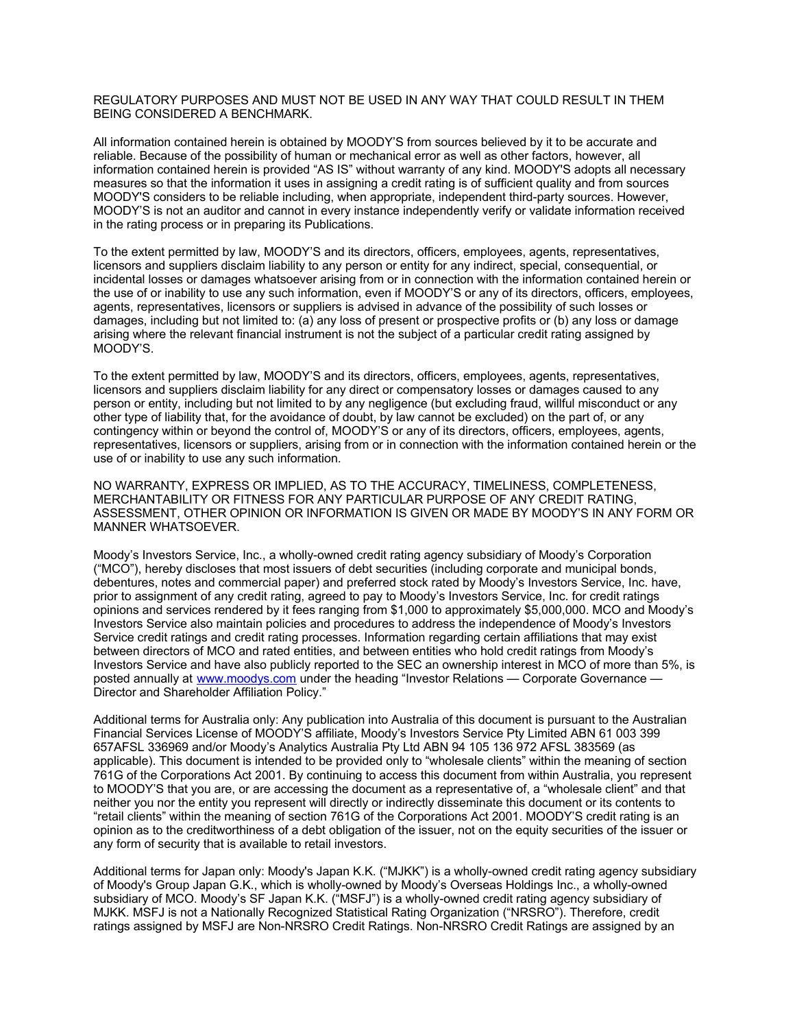REGULATORY PURPOSES AND MUST NOT BE USED IN ANY WAY THAT COULD RESULT IN THEM BEING CONSIDERED A BENCHMARK.

All information contained herein is obtained by MOODY'S from sources believed by it to be accurate and reliable. Because of the possibility of human or mechanical error as well as other factors, however, all information contained herein is provided "AS IS" without warranty of any kind. MOODY'S adopts all necessary measures so that the information it uses in assigning a credit rating is of sufficient quality and from sources MOODY'S considers to be reliable including, when appropriate, independent third-party sources. However, MOODY'S is not an auditor and cannot in every instance independently verify or validate information received in the rating process or in preparing its Publications.

To the extent permitted by law, MOODY'S and its directors, officers, employees, agents, representatives, licensors and suppliers disclaim liability to any person or entity for any indirect, special, consequential, or incidental losses or damages whatsoever arising from or in connection with the information contained herein or the use of or inability to use any such information, even if MOODY'S or any of its directors, officers, employees, agents, representatives, licensors or suppliers is advised in advance of the possibility of such losses or damages, including but not limited to: (a) any loss of present or prospective profits or (b) any loss or damage arising where the relevant financial instrument is not the subject of a particular credit rating assigned by MOODY'S.

To the extent permitted by law, MOODY'S and its directors, officers, employees, agents, representatives, licensors and suppliers disclaim liability for any direct or compensatory losses or damages caused to any person or entity, including but not limited to by any negligence (but excluding fraud, willful misconduct or any other type of liability that, for the avoidance of doubt, by law cannot be excluded) on the part of, or any contingency within or beyond the control of, MOODY'S or any of its directors, officers, employees, agents, representatives, licensors or suppliers, arising from or in connection with the information contained herein or the use of or inability to use any such information.

NO WARRANTY, EXPRESS OR IMPLIED, AS TO THE ACCURACY, TIMELINESS, COMPLETENESS, MERCHANTABILITY OR FITNESS FOR ANY PARTICULAR PURPOSE OF ANY CREDIT RATING, ASSESSMENT, OTHER OPINION OR INFORMATION IS GIVEN OR MADE BY MOODY'S IN ANY FORM OR MANNER WHATSOEVER.

Moody's Investors Service, Inc., a wholly-owned credit rating agency subsidiary of Moody's Corporation ("MCO"), hereby discloses that most issuers of debt securities (including corporate and municipal bonds, debentures, notes and commercial paper) and preferred stock rated by Moody's Investors Service, Inc. have, prior to assignment of any credit rating, agreed to pay to Moody's Investors Service, Inc. for credit ratings opinions and services rendered by it fees ranging from $1,000 to approximately $5,000,000. MCO and Moody's Investors Service also maintain policies and procedures to address the independence of Moody's Investors Service credit ratings and credit rating processes. Information regarding certain affiliations that may exist between directors of MCO and rated entities, and between entities who hold credit ratings from Moody's Investors Service and have also publicly reported to the SEC an ownership interest in MCO of more than 5%, is posted annually at www.moodys.com under the heading "Investor Relations — Corporate Governance — Director and Shareholder Affiliation Policy."

Additional terms for Australia only: Any publication into Australia of this document is pursuant to the Australian Financial Services License of MOODY'S affiliate, Moody's Investors Service Pty Limited ABN 61 003 399 657AFSL 336969 and/or Moody's Analytics Australia Pty Ltd ABN 94 105 136 972 AFSL 383569 (as applicable). This document is intended to be provided only to "wholesale clients" within the meaning of section 761G of the Corporations Act 2001. By continuing to access this document from within Australia, you represent to MOODY'S that you are, or are accessing the document as a representative of, a "wholesale client" and that neither you nor the entity you represent will directly or indirectly disseminate this document or its contents to "retail clients" within the meaning of section 761G of the Corporations Act 2001. MOODY'S credit rating is an opinion as to the creditworthiness of a debt obligation of the issuer, not on the equity securities of the issuer or any form of security that is available to retail investors.

Additional terms for Japan only: Moody's Japan K.K. ("MJKK") is a wholly-owned credit rating agency subsidiary of Moody's Group Japan G.K., which is wholly-owned by Moody's Overseas Holdings Inc., a wholly-owned subsidiary of MCO. Moody's SF Japan K.K. ("MSFJ") is a wholly-owned credit rating agency subsidiary of MJKK. MSFJ is not a Nationally Recognized Statistical Rating Organization ("NRSRO"). Therefore, credit ratings assigned by MSFJ are Non-NRSRO Credit Ratings. Non-NRSRO Credit Ratings are assigned by an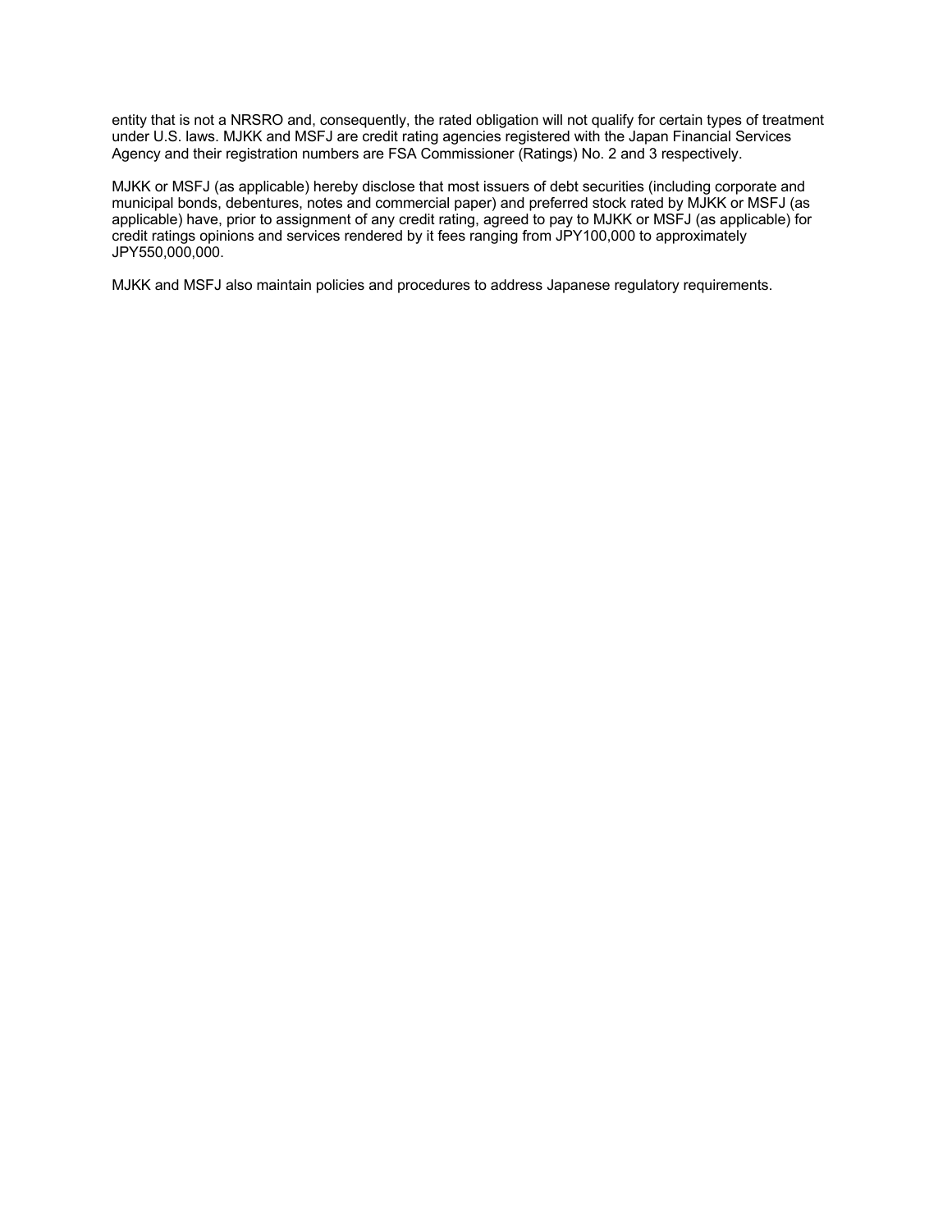entity that is not a NRSRO and, consequently, the rated obligation will not qualify for certain types of treatment under U.S. laws. MJKK and MSFJ are credit rating agencies registered with the Japan Financial Services Agency and their registration numbers are FSA Commissioner (Ratings) No. 2 and 3 respectively.

MJKK or MSFJ (as applicable) hereby disclose that most issuers of debt securities (including corporate and municipal bonds, debentures, notes and commercial paper) and preferred stock rated by MJKK or MSFJ (as applicable) have, prior to assignment of any credit rating, agreed to pay to MJKK or MSFJ (as applicable) for credit ratings opinions and services rendered by it fees ranging from JPY100,000 to approximately JPY550,000,000.

MJKK and MSFJ also maintain policies and procedures to address Japanese regulatory requirements.